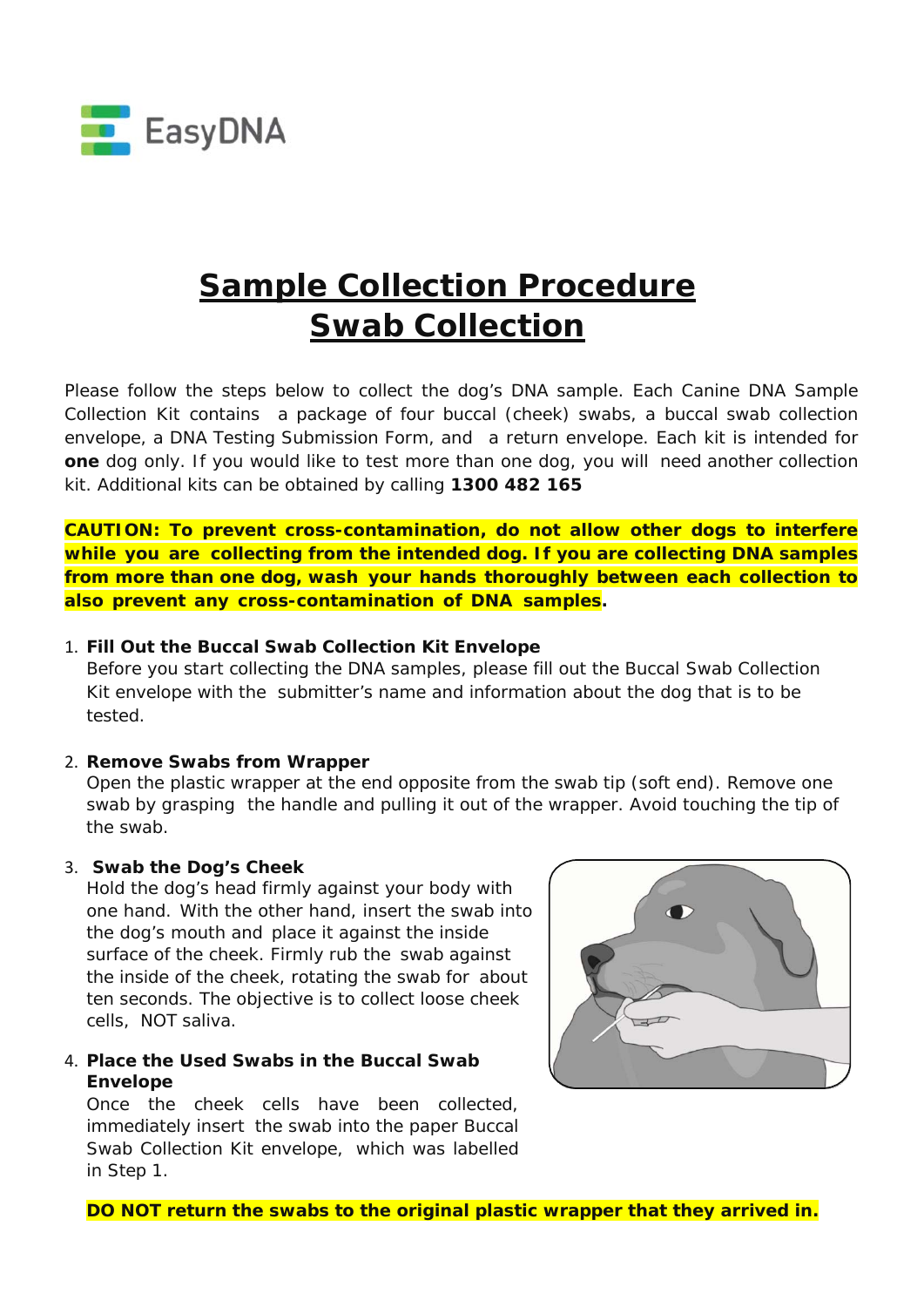EasyDNA

# Sample Collection Procedure
# Swab Collection

Please follow the steps below to collect the dog's DNA sample. Each Canine DNA Sample Collection Kit contains a package of four buccal (cheek) swabs, a buccal swab collection envelope, a DNA Testing Submission Form, and a return envelope. Each kit is intended for **one** dog only. If you would like to test more than one dog, you will need another collection kit. Additional kits can be obtained by calling **1300 482 165**

**CAUTION: To prevent cross-contamination, do not allow other dogs to interfere while you are collecting from the intended dog. If you are collecting DNA samples from more than one dog, wash your hands thoroughly between each collection to also prevent any cross-contamination of DNA samples.**

1. **Fill Out the Buccal Swab Collection Kit Envelope**
   Before you start collecting the DNA samples, please fill out the Buccal Swab Collection Kit envelope with the submitter's name and information about the dog that is to be tested.

2. **Remove Swabs from Wrapper**
   Open the plastic wrapper at the end opposite from the swab tip (soft end). Remove one swab by grasping the handle and pulling it out of the wrapper. Avoid touching the tip of the swab.

3. **Swab the Dog's Cheek**
   Hold the dog's head firmly against your body with one hand. With the other hand, insert the swab into the dog's mouth and place it against the inside surface of the cheek. Firmly rub the swab against the inside of the cheek, rotating the swab for about ten seconds. The objective is to collect loose cheek cells, NOT saliva.

4. **Place the Used Swabs in the Buccal Swab Envelope**
   Once the cheek cells have been collected, immediately insert the swab into the paper Buccal Swab Collection Kit envelope, which was labelled in Step 1.

   **DO NOT return the swabs to the original plastic wrapper that they arrived in.**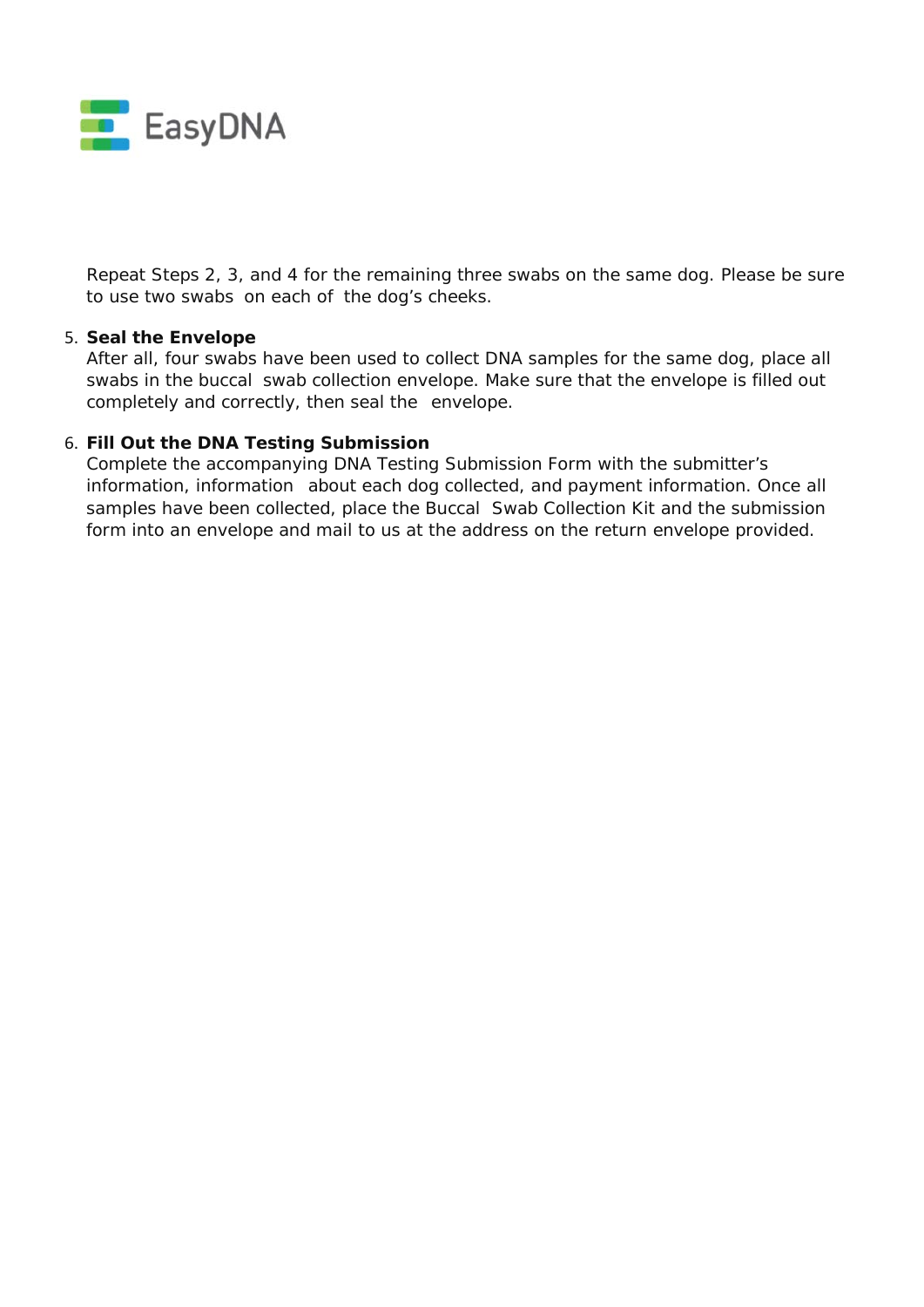Repeat Steps 2, 3, and 4 for the remaining three swabs on the same dog. Please be sure to use two swabs on each of the dog's cheeks.

5. **Seal the Envelope**
   After all, four swabs have been used to collect DNA samples for the same dog, place all swabs in the buccal swab collection envelope. Make sure that the envelope is filled out completely and correctly, then seal the envelope.

6. **Fill Out the DNA Testing Submission**
   Complete the accompanying DNA Testing Submission Form with the submitter's information, information about each dog collected, and payment information. Once all samples have been collected, place the Buccal Swab Collection Kit and the submission form into an envelope and mail to us at the address on the return envelope provided.